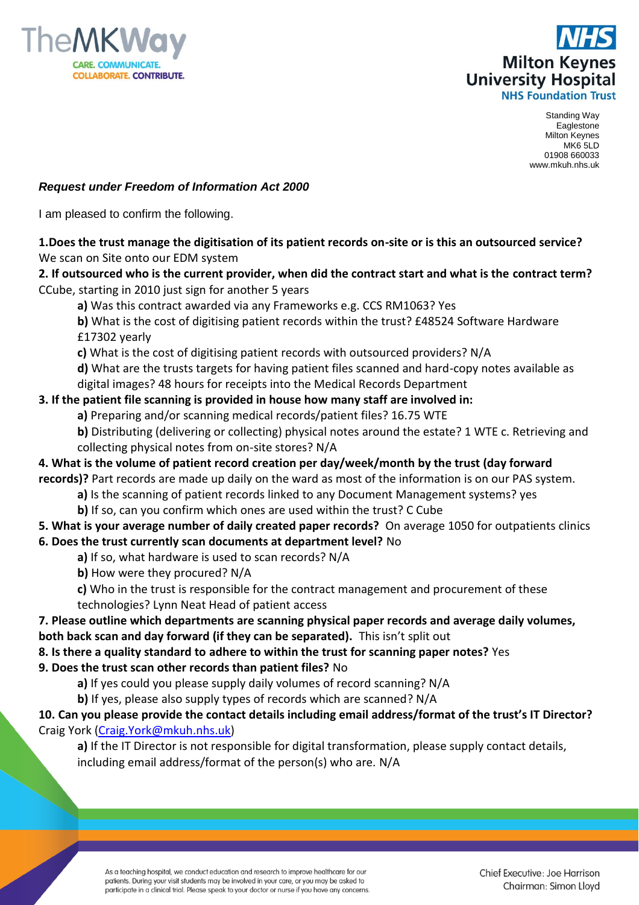TheMKWay

CARE. COMMUNICATE. COLLABORATE. CONTRIBUTE.

NHS
Milton Keynes University Hospital
NHS Foundation Trust

Standing Way
Eaglestone
Milton Keynes
MK6 5LD
01908 660033
www.mkuh.nhs.uk

***Request under Freedom of Information Act 2000***

I am pleased to confirm the following.

**1.Does the trust manage the digitisation of its patient records on-site or is this an outsourced service?**
We scan on Site onto our EDM system

**2. If outsourced who is the current provider, when did the contract start and what is the contract term?**
CCube, starting in 2010 just sign for another 5 years

- **a)** Was this contract awarded via any Frameworks e.g. CCS RM1063? Yes
- **b)** What is the cost of digitising patient records within the trust? £48524 Software Hardware £17302 yearly
- **c)** What is the cost of digitising patient records with outsourced providers? N/A
- **d)** What are the trusts targets for having patient files scanned and hard-copy notes available as digital images? 48 hours for receipts into the Medical Records Department

**3. If the patient file scanning is provided in house how many staff are involved in:**

- **a)** Preparing and/or scanning medical records/patient files? 16.75 WTE
- **b)** Distributing (delivering or collecting) physical notes around the estate? 1 WTE c. Retrieving and collecting physical notes from on-site stores? N/A

**4. What is the volume of patient record creation per day/week/month by the trust (day forward records)?** Part records are made up daily on the ward as most of the information is on our PAS system.

- **a)** Is the scanning of patient records linked to any Document Management systems? yes
- **b)** If so, can you confirm which ones are used within the trust? C Cube

**5. What is your average number of daily created paper records?** On average 1050 for outpatients clinics

**6. Does the trust currently scan documents at department level?** No

- **a)** If so, what hardware is used to scan records? N/A
- **b)** How were they procured? N/A
- **c)** Who in the trust is responsible for the contract management and procurement of these technologies? Lynn Neat Head of patient access

**7. Please outline which departments are scanning physical paper records and average daily volumes, both back scan and day forward (if they can be separated).** This isn't split out

**8. Is there a quality standard to adhere to within the trust for scanning paper notes?** Yes

**9. Does the trust scan other records than patient files?** No

- **a)** If yes could you please supply daily volumes of record scanning? N/A
- **b)** If yes, please also supply types of records which are scanned? N/A

**10. Can you please provide the contact details including email address/format of the trust's IT Director?**
Craig York (Craig.York@mkuh.nhs.uk)

- **a)** If the IT Director is not responsible for digital transformation, please supply contact details, including email address/format of the person(s) who are. N/A

As a teaching hospital, we conduct education and research to improve healthcare for our patients. During your visit students may be involved in your care, or you may be asked to participate in a clinical trial. Please speak to your doctor or nurse if you have any concerns.

Chief Executive: Joe Harrison
Chairman: Simon Lloyd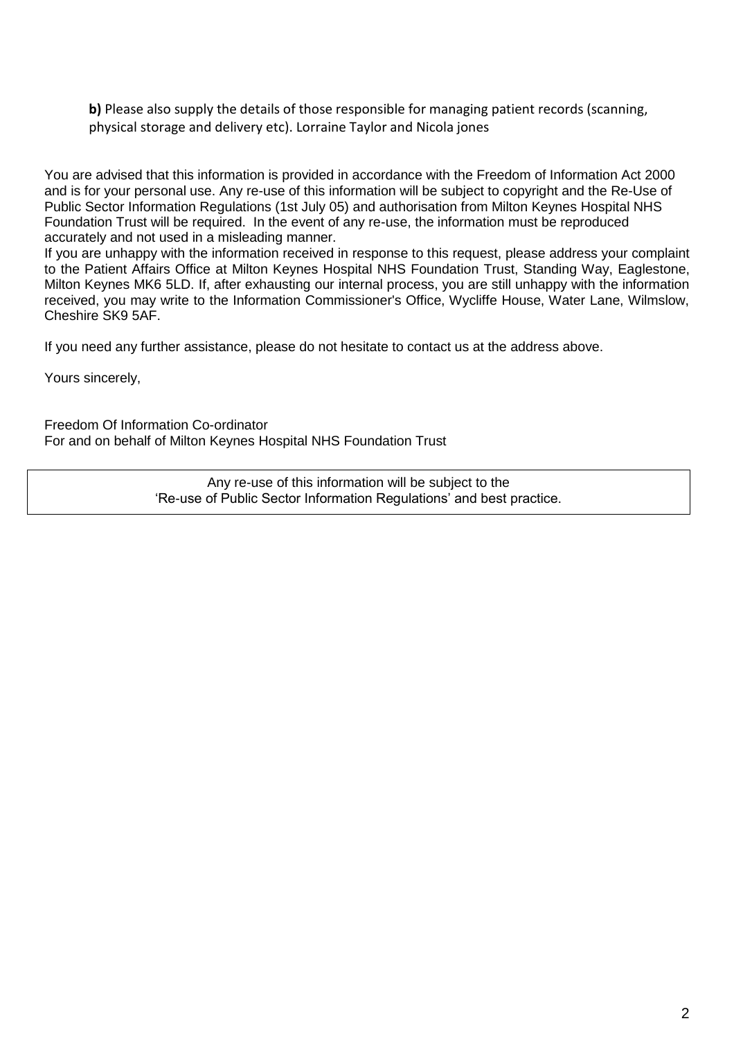**b)** Please also supply the details of those responsible for managing patient records (scanning, physical storage and delivery etc). Lorraine Taylor and Nicola jones

You are advised that this information is provided in accordance with the Freedom of Information Act 2000 and is for your personal use. Any re-use of this information will be subject to copyright and the Re-Use of Public Sector Information Regulations (1st July 05) and authorisation from Milton Keynes Hospital NHS Foundation Trust will be required. In the event of any re-use, the information must be reproduced accurately and not used in a misleading manner.
If you are unhappy with the information received in response to this request, please address your complaint to the Patient Affairs Office at Milton Keynes Hospital NHS Foundation Trust, Standing Way, Eaglestone, Milton Keynes MK6 5LD. If, after exhausting our internal process, you are still unhappy with the information received, you may write to the Information Commissioner's Office, Wycliffe House, Water Lane, Wilmslow, Cheshire SK9 5AF.

If you need any further assistance, please do not hesitate to contact us at the address above.

Yours sincerely,

Freedom Of Information Co-ordinator
For and on behalf of Milton Keynes Hospital NHS Foundation Trust

Any re-use of this information will be subject to the
'Re-use of Public Sector Information Regulations' and best practice.